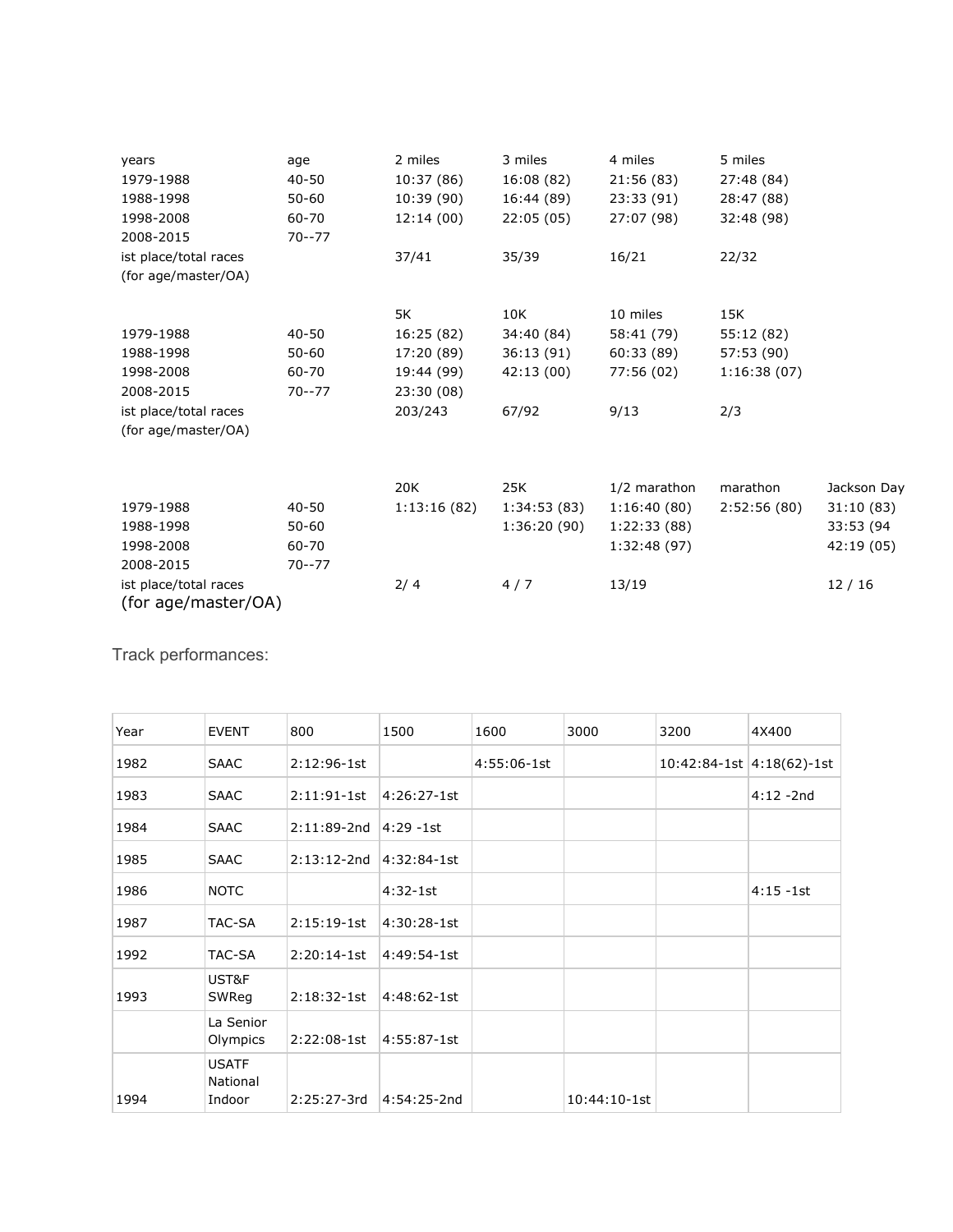| years | age | 2 miles | 3 miles | 4 miles | 5 miles |
| --- | --- | --- | --- | --- | --- |
| 1979-1988 | 40-50 | 10:37 (86) | 16:08 (82) | 21:56 (83) | 27:48 (84) |
| 1988-1998 | 50-60 | 10:39 (90) | 16:44 (89) | 23:33 (91) | 28:47 (88) |
| 1998-2008 | 60-70 | 12:14 (00) | 22:05 (05) | 27:07 (98) | 32:48 (98) |
| 2008-2015 | 70--77 | | | | |
| ist place/total races (for age/master/OA) | | 37/41 | 35/39 | 16/21 | 22/32 |

| | | 5K | 10K | 10 miles | 15K |
| --- | --- | --- | --- | --- | --- |
| 1979-1988 | 40-50 | 16:25 (82) | 34:40 (84) | 58:41 (79) | 55:12 (82) |
| 1988-1998 | 50-60 | 17:20 (89) | 36:13 (91) | 60:33 (89) | 57:53 (90) |
| 1998-2008 | 60-70 | 19:44 (99) | 42:13 (00) | 77:56 (02) | 1:16:38 (07) |
| 2008-2015 | 70--77 | 23:30 (08) | | | |
| ist place/total races (for age/master/OA) | | 203/243 | 67/92 | 9/13 | 2/3 |

| | | 20K | 25K | 1/2 marathon | marathon | Jackson Day |
| --- | --- | --- | --- | --- | --- | --- |
| 1979-1988 | 40-50 | 1:13:16 (82) | 1:34:53 (83) | 1:16:40 (80) | 2:52:56 (80) | 31:10 (83) |
| 1988-1998 | 50-60 | | 1:36:20 (90) | 1:22:33 (88) | | 33:53 (94 |
| 1998-2008 | 60-70 | | | 1:32:48 (97) | | 42:19 (05) |
| 2008-2015 | 70--77 | | | | | |
| ist place/total races (for age/master/OA) | | 2/ 4 | 4 / 7 | 13/19 | | 12 / 16 |

## Track performances:

| Year | EVENT | 800 | 1500 | 1600 | 3000 | 3200 | 4X400 |
| --- | --- | --- | --- | --- | --- | --- | --- |
| 1982 | SAAC | 2:12:96-1st | | 4:55:06-1st | | 10:42:84-1st | 4:18(62)-1st |
| 1983 | SAAC | 2:11:91-1st | 4:26:27-1st | | | | 4:12 -2nd |
| 1984 | SAAC | 2:11:89-2nd | 4:29 -1st | | | | |
| 1985 | SAAC | 2:13:12-2nd | 4:32:84-1st | | | | |
| 1986 | NOTC | | 4:32-1st | | | | 4:15 -1st |
| 1987 | TAC-SA | 2:15:19-1st | 4:30:28-1st | | | | |
| 1992 | TAC-SA | 2:20:14-1st | 4:49:54-1st | | | | |
| 1993 | UST&F SWReg | 2:18:32-1st | 4:48:62-1st | | | | |
| | La Senior Olympics | 2:22:08-1st | 4:55:87-1st | | | | |
| 1994 | USATF National Indoor | 2:25:27-3rd | 4:54:25-2nd | | 10:44:10-1st | | |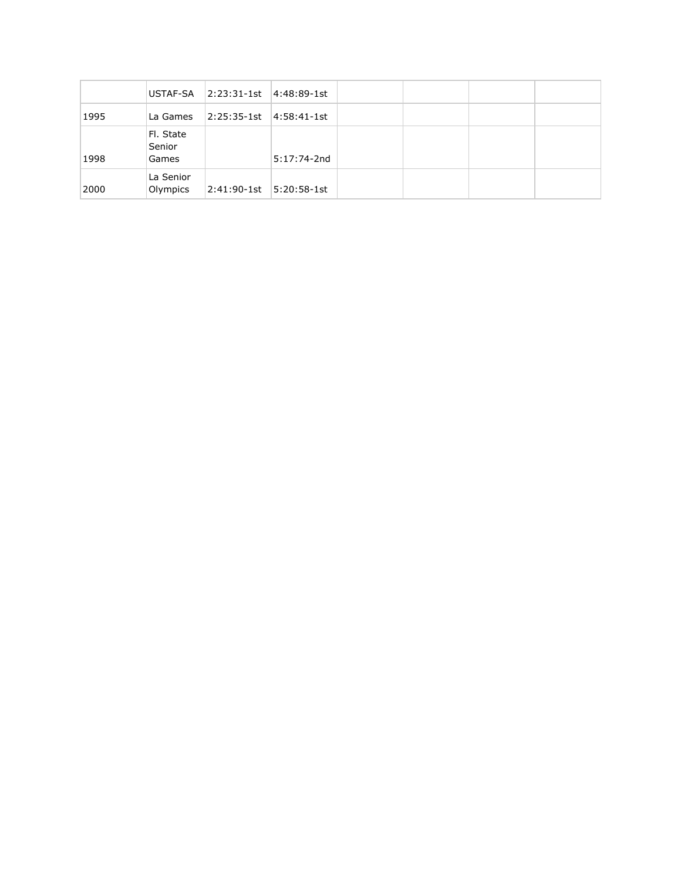| | | | | | | | |
|---|---|---|---|---|---|---|---|
| | USTAF-SA | 2:23:31-1st | 4:48:89-1st | | | | |
| 1995 | La Games | 2:25:35-1st | 4:58:41-1st | | | | |
| 1998 | Fl. State Senior Games | | 5:17:74-2nd | | | | |
| 2000 | La Senior Olympics | 2:41:90-1st | 5:20:58-1st | | | | |